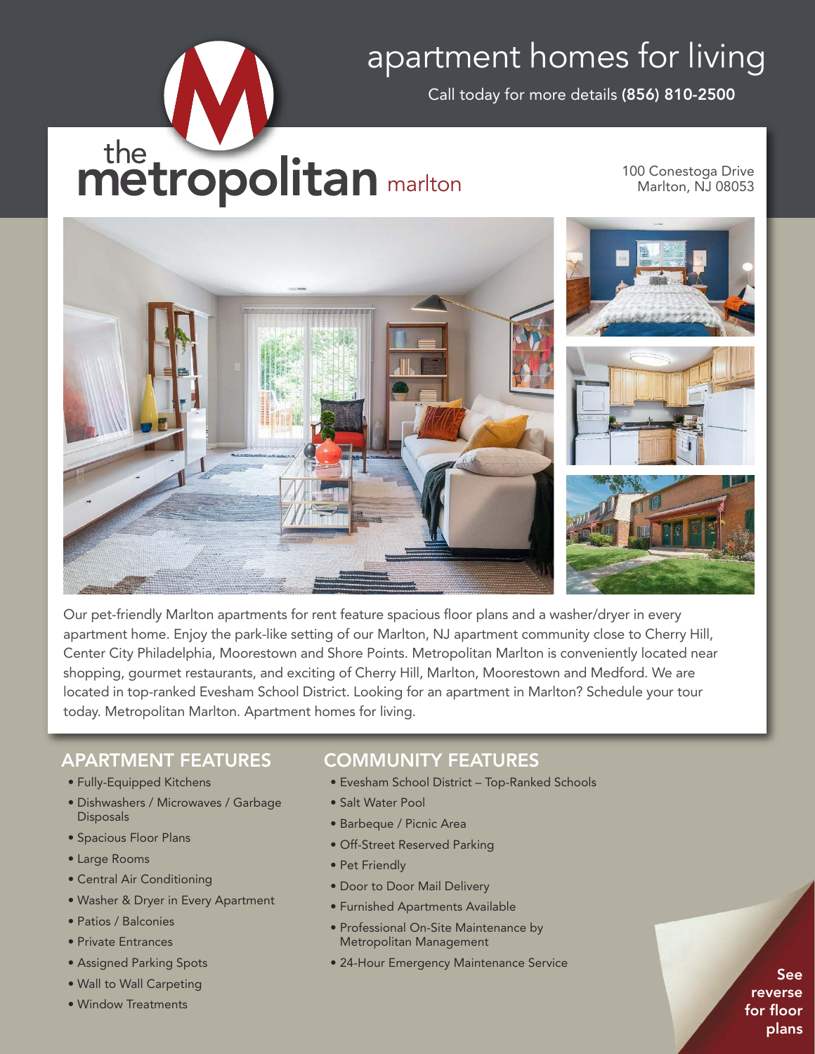# apartment homes for living

Call today for more details **(856) 810-2500**

# the metropolitan marlton

100 Conestoga Drive
Marlton, NJ 08053

Our pet-friendly Marlton apartments for rent feature spacious floor plans and a washer/dryer in every apartment home. Enjoy the park-like setting of our Marlton, NJ apartment community close to Cherry Hill, Center City Philadelphia, Moorestown and Shore Points. Metropolitan Marlton is conveniently located near shopping, gourmet restaurants, and exciting of Cherry Hill, Marlton, Moorestown and Medford. We are located in top-ranked Evesham School District. Looking for an apartment in Marlton? Schedule your tour today. Metropolitan Marlton. Apartment homes for living.

## APARTMENT FEATURES

- Fully-Equipped Kitchens
- Dishwashers / Microwaves / Garbage Disposals
- Spacious Floor Plans
- Large Rooms
- Central Air Conditioning
- Washer & Dryer in Every Apartment
- Patios / Balconies
- Private Entrances
- Assigned Parking Spots
- Wall to Wall Carpeting
- Window Treatments

## COMMUNITY FEATURES

- Evesham School District – Top-Ranked Schools
- Salt Water Pool
- Barbeque / Picnic Area
- Off-Street Reserved Parking
- Pet Friendly
- Door to Door Mail Delivery
- Furnished Apartments Available
- Professional On-Site Maintenance by Metropolitan Management
- 24-Hour Emergency Maintenance Service

**See reverse for floor plans**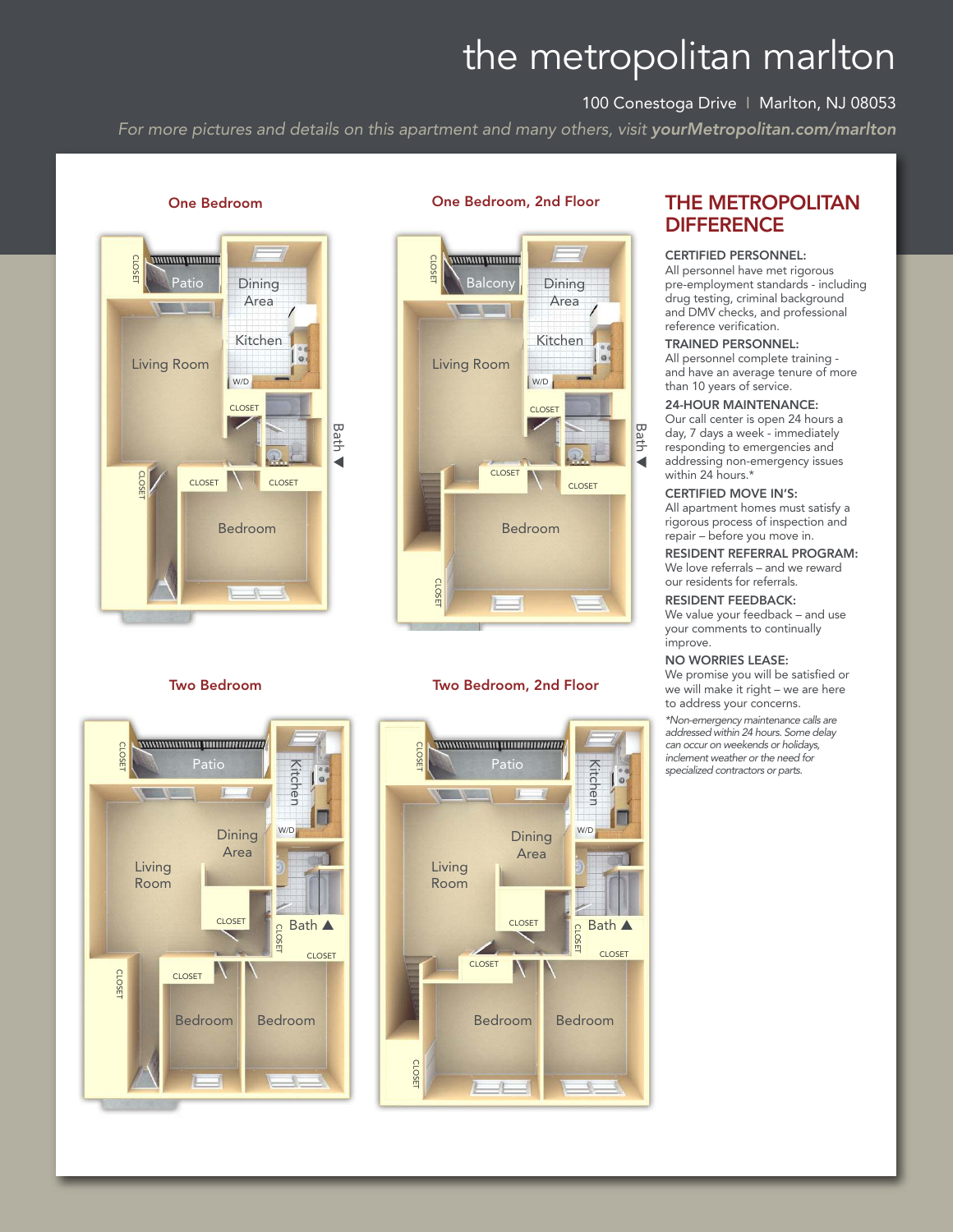# the metropolitan marlton

100 Conestoga Drive | Marlton, NJ 08053

*For more pictures and details on this apartment and many others, visit* ***yourMetropolitan.com/marlton***

## One Bedroom

CLOSET
Patio
Dining Area
Kitchen
Living Room
W/D
CLOSET
Bath
CLOSET
CLOSET
CLOSET
Bedroom

## One Bedroom, 2nd Floor

CLOSET
Balcony
Dining Area
Kitchen
Living Room
W/D
CLOSET
Bath
CLOSET
CLOSET
Bedroom
CLOSET

## Two Bedroom

CLOSET
Patio
Kitchen
Dining Area
W/D
Living Room
CLOSET
Bath
CLOSET
CLOSET
CLOSET
CLOSET
Bedroom
Bedroom

## Two Bedroom, 2nd Floor

CLOSET
Patio
Kitchen
Dining Area
W/D
Living Room
CLOSET
Bath
CLOSET
CLOSET
CLOSET
Bedroom
Bedroom
CLOSET

## THE METROPOLITAN DIFFERENCE

**CERTIFIED PERSONNEL:**
All personnel have met rigorous pre-employment standards - including drug testing, criminal background and DMV checks, and professional reference verification.

**TRAINED PERSONNEL:**
All personnel complete training - and have an average tenure of more than 10 years of service.

**24-HOUR MAINTENANCE:**
Our call center is open 24 hours a day, 7 days a week - immediately responding to emergencies and addressing non-emergency issues within 24 hours.*

**CERTIFIED MOVE IN'S:**
All apartment homes must satisfy a rigorous process of inspection and repair – before you move in.

**RESIDENT REFERRAL PROGRAM:**
We love referrals – and we reward our residents for referrals.

**RESIDENT FEEDBACK:**
We value your feedback – and use your comments to continually improve.

**NO WORRIES LEASE:**
We promise you will be satisfied or we will make it right – we are here to address your concerns.

*\*Non-emergency maintenance calls are addressed within 24 hours. Some delay can occur on weekends or holidays, inclement weather or the need for specialized contractors or parts.*